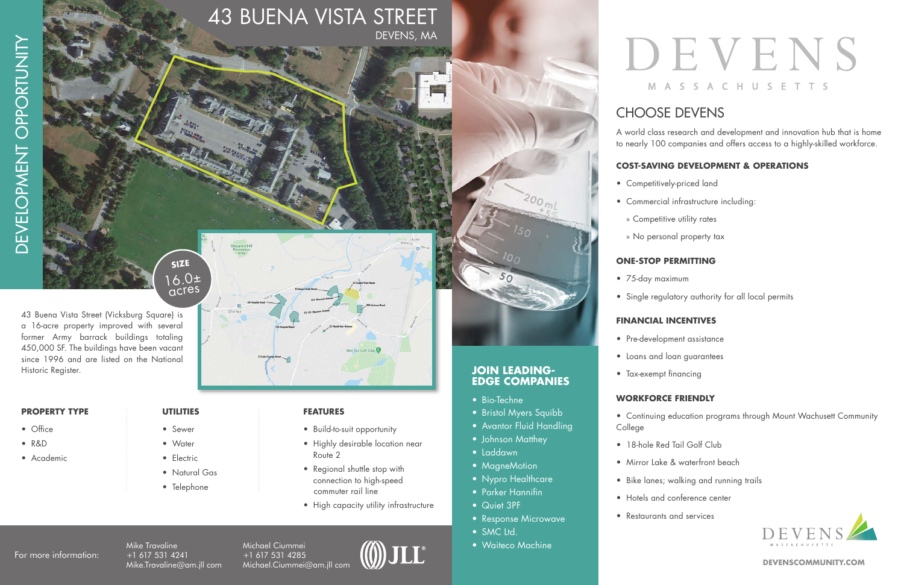DEVELOPMENT OPPORTUNITY

# 43 BUENA VISTA STREET

DEVENS, MA

**SIZE**
16.0± acres

43 Buena Vista Street (Vicksburg Square) is a 16-acre property improved with several former Army barrack buildings totaling 450,000 SF. The buildings have been vacant since 1996 and are listed on the National Historic Register.

**PROPERTY TYPE**

- Office
- R&D
- Academic

**UTILITIES**

- Sewer
- Water
- Electric
- Natural Gas
- Telephone

**FEATURES**

- Build-to-suit opportunity
- Highly desirable location near Route 2
- Regional shuttle stop with connection to high-speed commuter rail line
- High capacity utility infrastructure

For more information:

Mike Travaline
+1 617 531 4241
Mike.Travaline@am.jll com

Michael Ciummei
+1 617 531 4285
Michael.Ciummei@am.jll com

JLL

## JOIN LEADING-EDGE COMPANIES

- Bio-Techne
- Bristol Myers Squibb
- Avantor Fluid Handling
- Johnson Matthey
- Laddawn
- MagneMotion
- Nypro Healthcare
- Parker Hannifin
- Quiet 3PF
- Response Microwave
- SMC Ltd.
- Waiteco Machine

# DEVENS

MASSACHUSETTS

## CHOOSE DEVENS

A world class research and development and innovation hub that is home to nearly 100 companies and offers access to a highly-skilled workforce.

### COST-SAVING DEVELOPMENT & OPERATIONS

- Competitively-priced land
- Commercial infrastructure including:
  - » Competitive utility rates
  - » No personal property tax

### ONE-STOP PERMITTING

- 75-day maximum
- Single regulatory authority for all local permits

### FINANCIAL INCENTIVES

- Pre-development assistance
- Loans and loan guarantees
- Tax-exempt financing

### WORKFORCE FRIENDLY

- Continuing education programs through Mount Wachusett Community College
- 18-hole Red Tail Golf Club
- Mirror Lake & waterfront beach
- Bike lanes; walking and running trails
- Hotels and conference center
- Restaurants and services

DEVENS MASSACHUSETTS

**DEVENSCOMMUNITY.COM**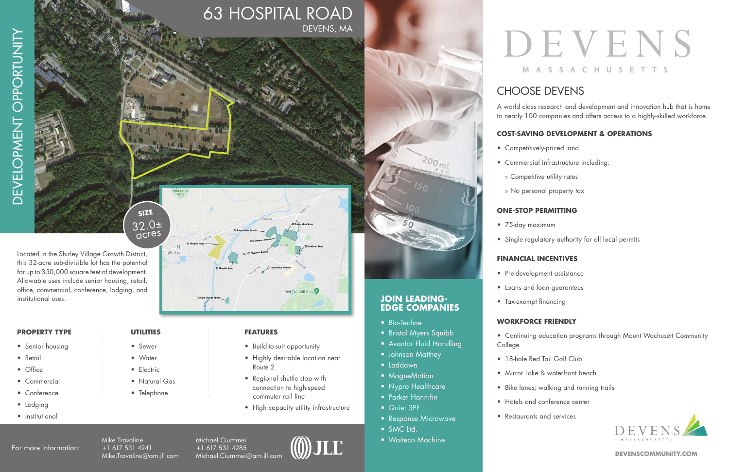DEVELOPMENT OPPORTUNITY

# 63 HOSPITAL ROAD

DEVENS, MA

SIZE
32.0± acres

Located in the Shirley Village Growth District, this 32-acre sub-divisible lot has the potential for up to 350,000 square feet of development. Allowable uses include senior housing, retail, office, commercial, conference, lodging, and institutional uses.

### PROPERTY TYPE

- Senior housing
- Retail
- Office
- Commercial
- Conference
- Lodging
- Institutional

### UTILITIES

- Sewer
- Water
- Electric
- Natural Gas
- Telephone

### FEATURES

- Build-to-suit opportunity
- Highly desirable location near Route 2
- Regional shuttle stop with connection to high-speed commuter rail line
- High capacity utility infrastructure

For more information:

Mike Travaline
+1 617 531 4241
Mike.Travaline@am.jll com

Michael Ciummei
+1 617 531 4285
Michael.Ciummei@am.jll com

JLL

### JOIN LEADING-EDGE COMPANIES

- Bio-Techne
- Bristol Myers Squibb
- Avantor Fluid Handling
- Johnson Matthey
- Laddawn
- MagneMotion
- Nypro Healthcare
- Parker Hannifin
- Quiet 3PF
- Response Microwave
- SMC Ltd.
- Waiteco Machine

# DEVENS

MASSACHUSETTS

## CHOOSE DEVENS

A world class research and development and innovation hub that is home to nearly 100 companies and offers access to a highly-skilled workforce.

### COST-SAVING DEVELOPMENT & OPERATIONS

- Competitively-priced land
- Commercial infrastructure including:
  - Competitive utility rates
  - No personal property tax

### ONE-STOP PERMITTING

- 75-day maximum
- Single regulatory authority for all local permits

### FINANCIAL INCENTIVES

- Pre-development assistance
- Loans and loan guarantees
- Tax-exempt financing

### WORKFORCE FRIENDLY

- Continuing education programs through Mount Wachusett Community College
- 18-hole Red Tail Golf Club
- Mirror Lake & waterfront beach
- Bike lanes; walking and running trails
- Hotels and conference center
- Restaurants and services

DEVENS MASSACHUSETTS

DEVENSCOMMUNITY.COM